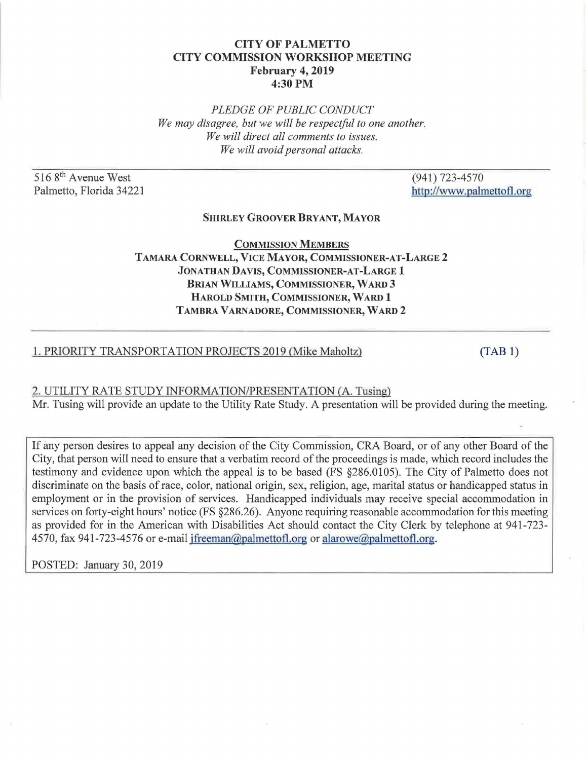# CITY OF PALMETTO
## CITY COMMISSION WORKSHOP MEETING
**February 4, 2019**
**4:30 PM**

*PLEDGE OF PUBLIC CONDUCT*
*We may disagree, but we will be respectful to one another.*
*We will direct all comments to issues.*
*We will avoid personal attacks.*

516 8th Avenue West
Palmetto, Florida 34221

(941) 723-4570
http://www.palmettofl.org

**SHIRLEY GROOVER BRYANT, MAYOR**

**COMMISSION MEMBERS**
**TAMARA CORNWELL, VICE MAYOR, COMMISSIONER-AT-LARGE 2**
**JONATHAN DAVIS, COMMISSIONER-AT-LARGE 1**
**BRIAN WILLIAMS, COMMISSIONER, WARD 3**
**HAROLD SMITH, COMMISSIONER, WARD 1**
**TAMBRA VARNADORE, COMMISSIONER, WARD 2**

1. PRIORITY TRANSPORTATION PROJECTS 2019 (Mike Maholtz) (TAB 1)

2. UTILITY RATE STUDY INFORMATION/PRESENTATION (A. Tusing)
Mr. Tusing will provide an update to the Utility Rate Study. A presentation will be provided during the meeting.

If any person desires to appeal any decision of the City Commission, CRA Board, or of any other Board of the City, that person will need to ensure that a verbatim record of the proceedings is made, which record includes the testimony and evidence upon which the appeal is to be based (FS §286.0105). The City of Palmetto does not discriminate on the basis of race, color, national origin, sex, religion, age, marital status or handicapped status in employment or in the provision of services. Handicapped individuals may receive special accommodation in services on forty-eight hours' notice (FS §286.26). Anyone requiring reasonable accommodation for this meeting as provided for in the American with Disabilities Act should contact the City Clerk by telephone at 941-723-4570, fax 941-723-4576 or e-mail jfreeman@palmettofl.org or alarowe@palmettofl.org.

POSTED: January 30, 2019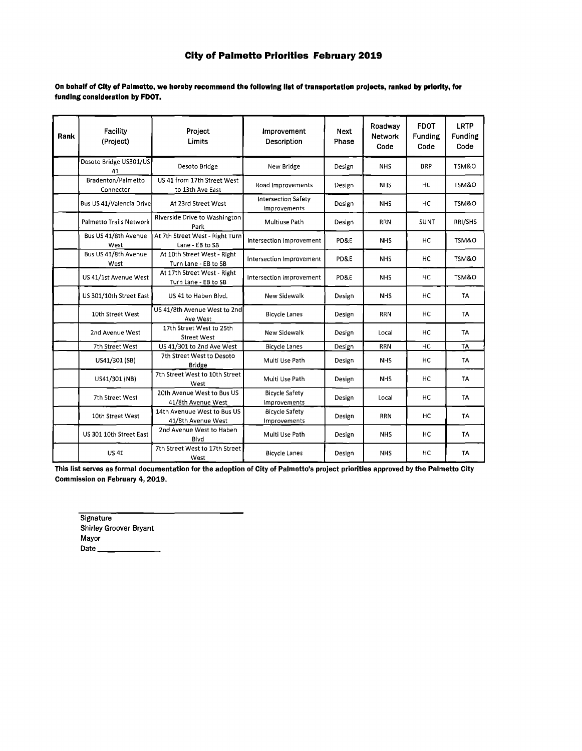# City of Palmetto Priorities February 2019

**On behalf of City of Palmetto, we hereby recommend the following list of transportation projects, ranked by priority, for funding consideration by FDOT.**

| Rank | Facility (Project) | Project Limits | Improvement Description | Next Phase | Roadway Network Code | FDOT Funding Code | LRTP Funding Code |
|---|---|---|---|---|---|---|---|
| | Desoto Bridge US301/US 41 | Desoto Bridge | New Bridge | Design | NHS | BRP | TSM&O |
| | Bradenton/Palmetto Connector | US 41 from 17th Street West to 13th Ave East | Road Improvements | Design | NHS | HC | TSM&O |
| | Bus US 41/Valencia Drive | At 23rd Street West | Intersection Safety Improvements | Design | NHS | HC | TSM&O |
| | Palmetto Trails Network | Riverside Drive to Washington Park | Multiuse Path | Design | RRN | SUNT | RRI/SHS |
| | Bus US 41/8th Avenue West | At 7th Street West - Right Turn Lane - EB to SB | Intersection Improvement | PD&E | NHS | HC | TSM&O |
| | Bus US 41/8th Avenue West | At 10th Street West - Right Turn Lane - EB to SB | Intersection Improvement | PD&E | NHS | HC | TSM&O |
| | US 41/1st Avenue West | At 17th Street West - Right Turn Lane - EB to SB | Intersection Improvement | PD&E | NHS | HC | TSM&O |
| | US 301/10th Street East | US 41 to Haben Blvd. | New Sidewalk | Design | NHS | HC | TA |
| | 10th Street West | US 41/8th Avenue West to 2nd Ave West | Bicycle Lanes | Design | RRN | HC | TA |
| | 2nd Avenue West | 17th Street West to 25th Street West | New Sidewalk | Design | Local | HC | TA |
| | 7th Street West | US 41/301 to 2nd Ave West | Bicycle Lanes | Design | RRN | HC | TA |
| | US41/301 (SB) | 7th Street West to Desoto Bridge | Multi Use Path | Design | NHS | HC | TA |
| | US41/301 (NB) | 7th Street West to 10th Street West | Multi Use Path | Design | NHS | HC | TA |
| | 7th Street West | 20th Avenue West to Bus US 41/8th Avenue West | Bicycle Safety Improvements | Design | Local | HC | TA |
| | 10th Street West | 14th Avenuue West to Bus US 41/8th Avenue West | Bicycle Safety Improvements | Design | RRN | HC | TA |
| | US 301 10th Street East | 2nd Avenue West to Haben Blvd | Multi Use Path | Design | NHS | HC | TA |
| | US 41 | 7th Street West to 17th Street West | Bicycle Lanes | Design | NHS | HC | TA |

**This list serves as formal documentation for the adoption of City of Palmetto's project priorities approved by the Palmetto City Commission on February 4, 2019.**

Signature
Shirley Groover Bryant
Mayor
Date ____________